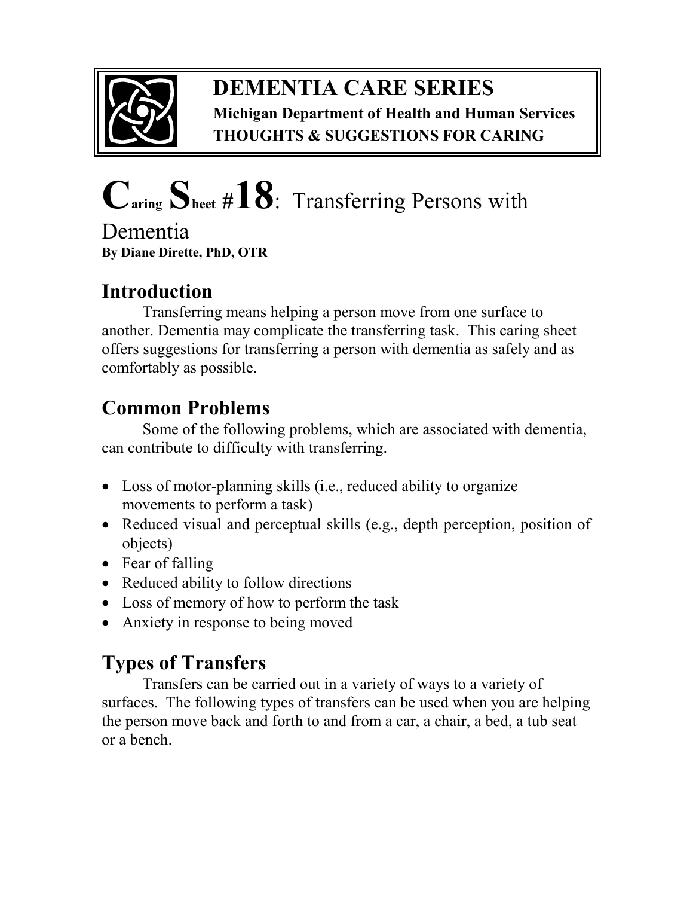# DEMENTIA CARE SERIES

**Michigan Department of Health and Human Services**
**THOUGHTS & SUGGESTIONS FOR CARING**

# Caring Sheet #18: Transferring Persons with Dementia

**By Diane Dirette, PhD, OTR**

## Introduction

Transferring means helping a person move from one surface to another. Dementia may complicate the transferring task. This caring sheet offers suggestions for transferring a person with dementia as safely and as comfortably as possible.

## Common Problems

Some of the following problems, which are associated with dementia, can contribute to difficulty with transferring.

- Loss of motor-planning skills (i.e., reduced ability to organize movements to perform a task)
- Reduced visual and perceptual skills (e.g., depth perception, position of objects)
- Fear of falling
- Reduced ability to follow directions
- Loss of memory of how to perform the task
- Anxiety in response to being moved

## Types of Transfers

Transfers can be carried out in a variety of ways to a variety of surfaces. The following types of transfers can be used when you are helping the person move back and forth to and from a car, a chair, a bed, a tub seat or a bench.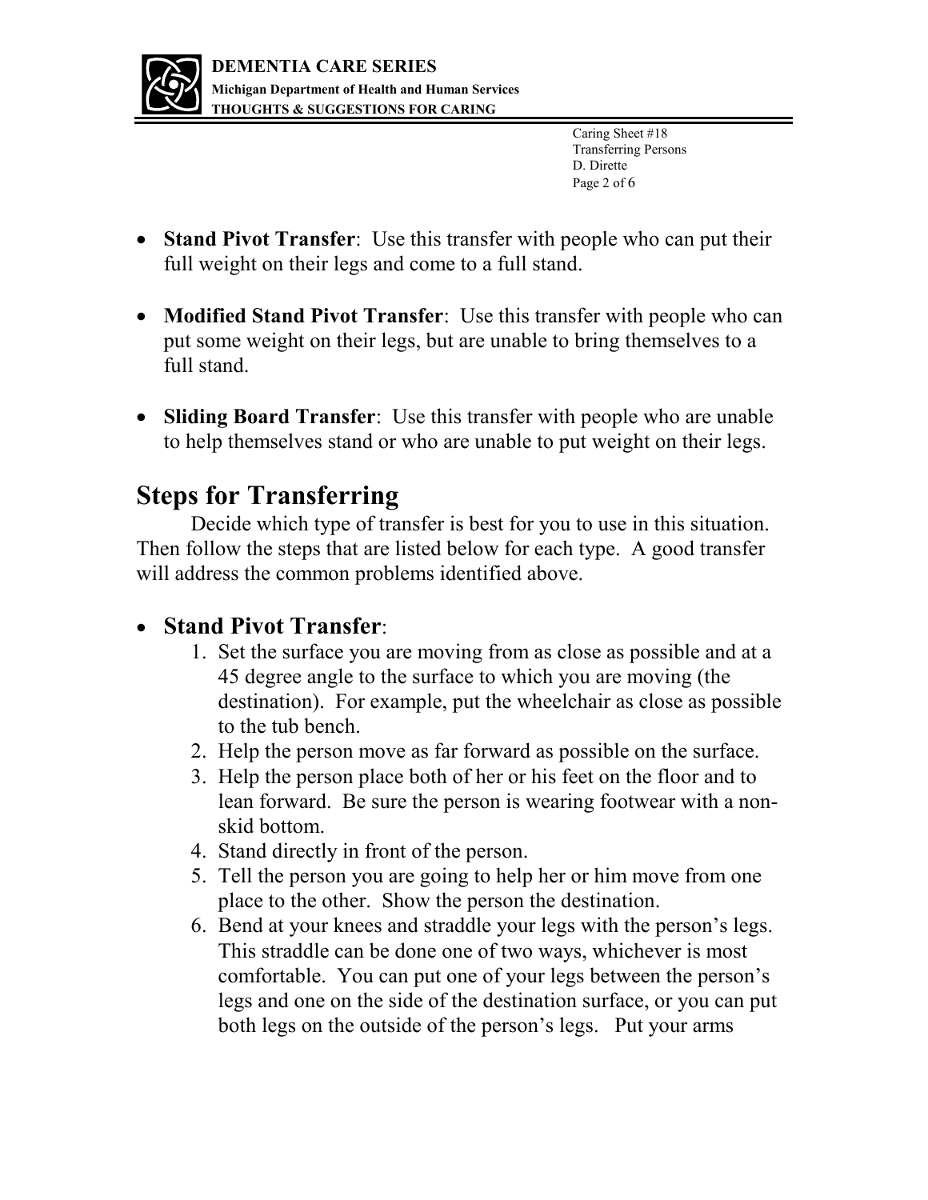- **Stand Pivot Transfer**: Use this transfer with people who can put their full weight on their legs and come to a full stand.

- **Modified Stand Pivot Transfer**: Use this transfer with people who can put some weight on their legs, but are unable to bring themselves to a full stand.

- **Sliding Board Transfer**: Use this transfer with people who are unable to help themselves stand or who are unable to put weight on their legs.

## Steps for Transferring

Decide which type of transfer is best for you to use in this situation. Then follow the steps that are listed below for each type. A good transfer will address the common problems identified above.

- **Stand Pivot Transfer**:
  1. Set the surface you are moving from as close as possible and at a 45 degree angle to the surface to which you are moving (the destination). For example, put the wheelchair as close as possible to the tub bench.
  2. Help the person move as far forward as possible on the surface.
  3. Help the person place both of her or his feet on the floor and to lean forward. Be sure the person is wearing footwear with a non-skid bottom.
  4. Stand directly in front of the person.
  5. Tell the person you are going to help her or him move from one place to the other. Show the person the destination.
  6. Bend at your knees and straddle your legs with the person's legs. This straddle can be done one of two ways, whichever is most comfortable. You can put one of your legs between the person's legs and one on the side of the destination surface, or you can put both legs on the outside of the person's legs. Put your arms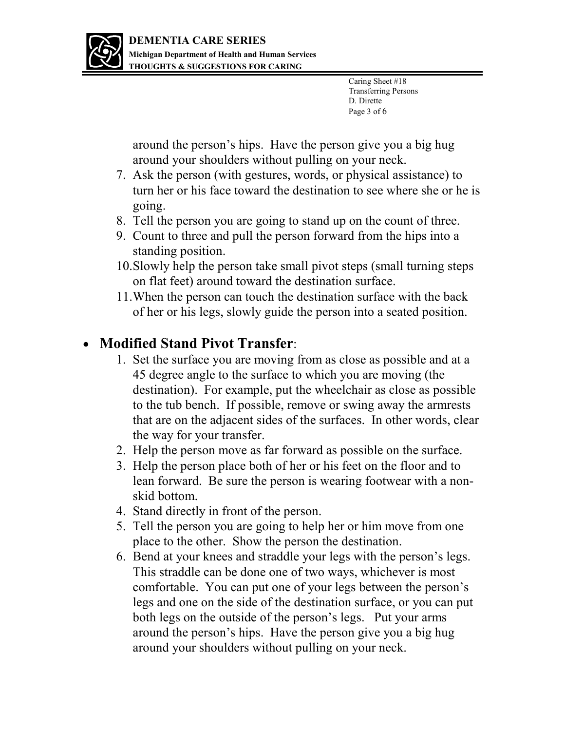around the person's hips. Have the person give you a big hug around your shoulders without pulling on your neck.

7. Ask the person (with gestures, words, or physical assistance) to turn her or his face toward the destination to see where she or he is going.
8. Tell the person you are going to stand up on the count of three.
9. Count to three and pull the person forward from the hips into a standing position.
10. Slowly help the person take small pivot steps (small turning steps on flat feet) around toward the destination surface.
11. When the person can touch the destination surface with the back of her or his legs, slowly guide the person into a seated position.

- **Modified Stand Pivot Transfer**:
    1. Set the surface you are moving from as close as possible and at a 45 degree angle to the surface to which you are moving (the destination). For example, put the wheelchair as close as possible to the tub bench. If possible, remove or swing away the armrests that are on the adjacent sides of the surfaces. In other words, clear the way for your transfer.
    2. Help the person move as far forward as possible on the surface.
    3. Help the person place both of her or his feet on the floor and to lean forward. Be sure the person is wearing footwear with a non-skid bottom.
    4. Stand directly in front of the person.
    5. Tell the person you are going to help her or him move from one place to the other. Show the person the destination.
    6. Bend at your knees and straddle your legs with the person's legs. This straddle can be done one of two ways, whichever is most comfortable. You can put one of your legs between the person's legs and one on the side of the destination surface, or you can put both legs on the outside of the person's legs. Put your arms around the person's hips. Have the person give you a big hug around your shoulders without pulling on your neck.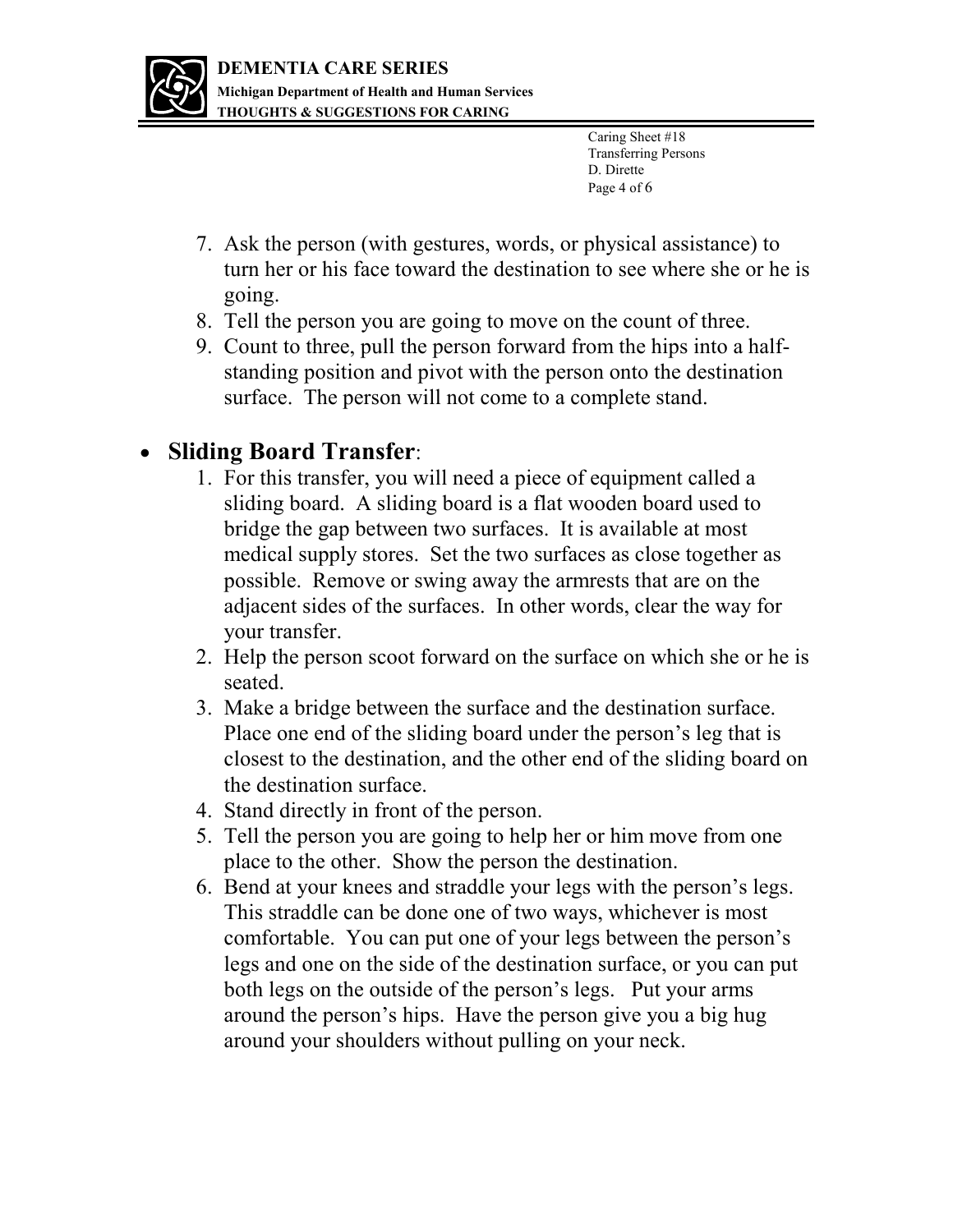7. Ask the person (with gestures, words, or physical assistance) to turn her or his face toward the destination to see where she or he is going.
8. Tell the person you are going to move on the count of three.
9. Count to three, pull the person forward from the hips into a half-standing position and pivot with the person onto the destination surface. The person will not come to a complete stand.

- **Sliding Board Transfer**:
    1. For this transfer, you will need a piece of equipment called a sliding board. A sliding board is a flat wooden board used to bridge the gap between two surfaces. It is available at most medical supply stores. Set the two surfaces as close together as possible. Remove or swing away the armrests that are on the adjacent sides of the surfaces. In other words, clear the way for your transfer.
    2. Help the person scoot forward on the surface on which she or he is seated.
    3. Make a bridge between the surface and the destination surface. Place one end of the sliding board under the person's leg that is closest to the destination, and the other end of the sliding board on the destination surface.
    4. Stand directly in front of the person.
    5. Tell the person you are going to help her or him move from one place to the other. Show the person the destination.
    6. Bend at your knees and straddle your legs with the person's legs. This straddle can be done one of two ways, whichever is most comfortable. You can put one of your legs between the person's legs and one on the side of the destination surface, or you can put both legs on the outside of the person's legs. Put your arms around the person's hips. Have the person give you a big hug around your shoulders without pulling on your neck.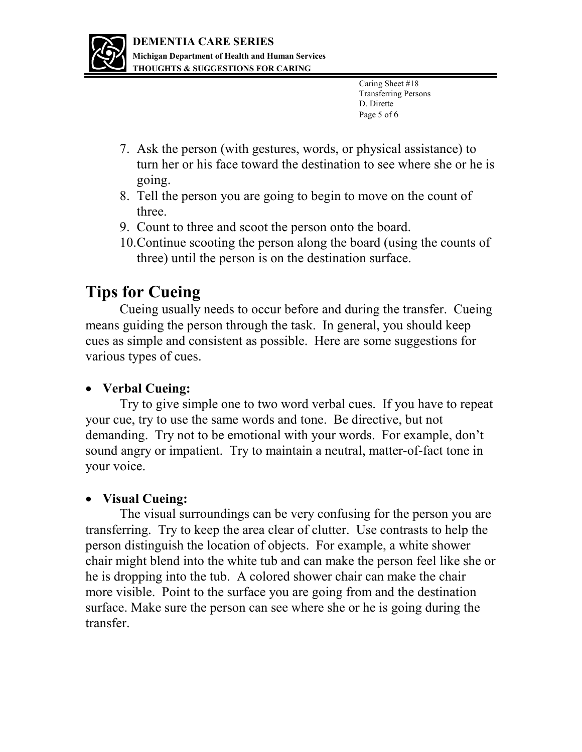7. Ask the person (with gestures, words, or physical assistance) to turn her or his face toward the destination to see where she or he is going.
8. Tell the person you are going to begin to move on the count of three.
9. Count to three and scoot the person onto the board.
10. Continue scooting the person along the board (using the counts of three) until the person is on the destination surface.

## Tips for Cueing

Cueing usually needs to occur before and during the transfer. Cueing means guiding the person through the task. In general, you should keep cues as simple and consistent as possible. Here are some suggestions for various types of cues.

- **Verbal Cueing:**

  Try to give simple one to two word verbal cues. If you have to repeat your cue, try to use the same words and tone. Be directive, but not demanding. Try not to be emotional with your words. For example, don't sound angry or impatient. Try to maintain a neutral, matter-of-fact tone in your voice.

- **Visual Cueing:**

  The visual surroundings can be very confusing for the person you are transferring. Try to keep the area clear of clutter. Use contrasts to help the person distinguish the location of objects. For example, a white shower chair might blend into the white tub and can make the person feel like she or he is dropping into the tub. A colored shower chair can make the chair more visible. Point to the surface you are going from and the destination surface. Make sure the person can see where she or he is going during the transfer.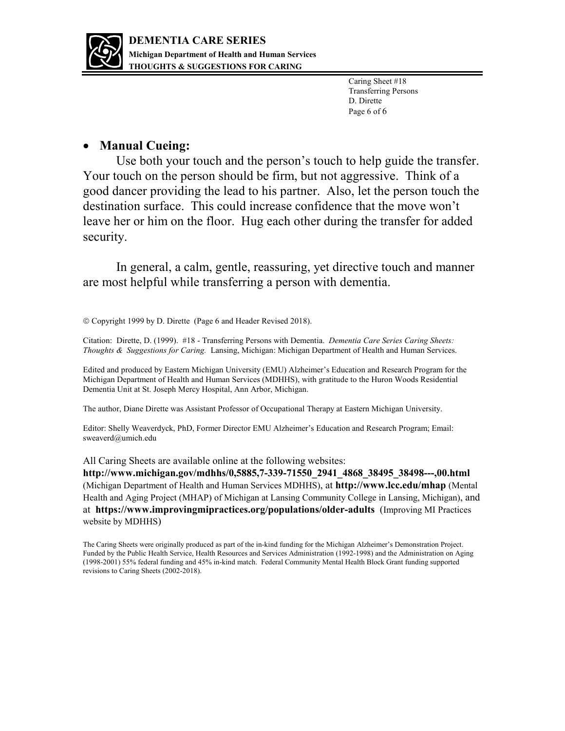- **Manual Cueing:**

  Use both your touch and the person's touch to help guide the transfer. Your touch on the person should be firm, but not aggressive. Think of a good dancer providing the lead to his partner. Also, let the person touch the destination surface. This could increase confidence that the move won't leave her or him on the floor. Hug each other during the transfer for added security.

In general, a calm, gentle, reassuring, yet directive touch and manner are most helpful while transferring a person with dementia.

© Copyright 1999 by D. Dirette (Page 6 and Header Revised 2018).

Citation: Dirette, D. (1999). #18 - Transferring Persons with Dementia. *Dementia Care Series Caring Sheets: Thoughts & Suggestions for Caring.* Lansing, Michigan: Michigan Department of Health and Human Services.

Edited and produced by Eastern Michigan University (EMU) Alzheimer's Education and Research Program for the Michigan Department of Health and Human Services (MDHHS), with gratitude to the Huron Woods Residential Dementia Unit at St. Joseph Mercy Hospital, Ann Arbor, Michigan.

The author, Diane Dirette was Assistant Professor of Occupational Therapy at Eastern Michigan University.

Editor: Shelly Weaverdyck, PhD, Former Director EMU Alzheimer's Education and Research Program; Email: sweaverd@umich.edu

All Caring Sheets are available online at the following websites: **http://www.michigan.gov/mdhhs/0,5885,7-339-71550_2941_4868_38495_38498---,00.html** (Michigan Department of Health and Human Services MDHHS), at **http://www.lcc.edu/mhap** (Mental Health and Aging Project (MHAP) of Michigan at Lansing Community College in Lansing, Michigan), and at **https://www.improvingmipractices.org/populations/older-adults** (Improving MI Practices website by MDHHS)

The Caring Sheets were originally produced as part of the in-kind funding for the Michigan Alzheimer's Demonstration Project. Funded by the Public Health Service, Health Resources and Services Administration (1992-1998) and the Administration on Aging (1998-2001) 55% federal funding and 45% in-kind match. Federal Community Mental Health Block Grant funding supported revisions to Caring Sheets (2002-2018).